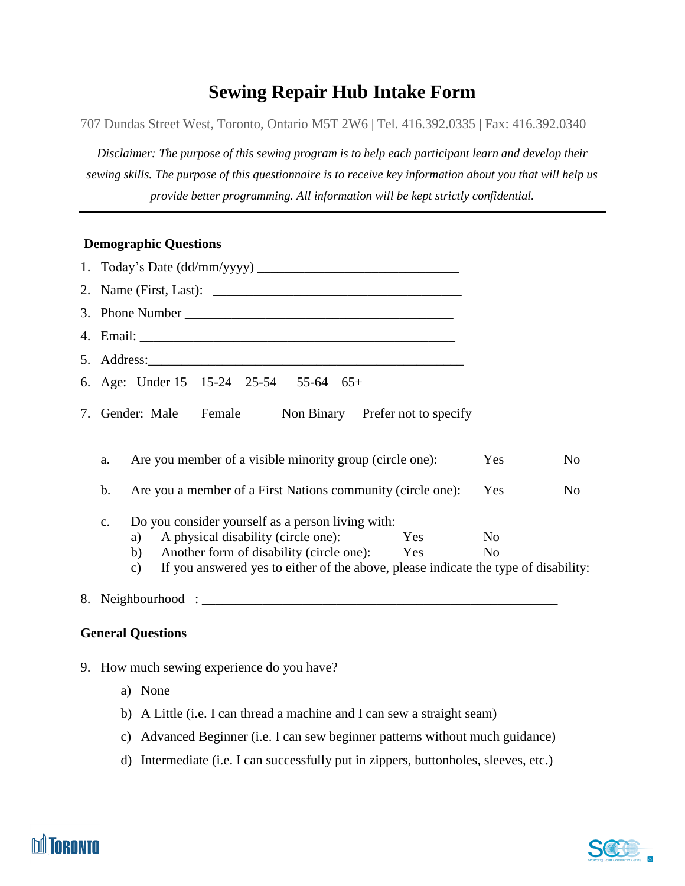# Sewing Repair Hub Intake Form

707 Dundas Street West, Toronto, Ontario M5T 2W6 | Tel. 416.392.0335 | Fax: 416.392.0340

*Disclaimer: The purpose of this sewing program is to help each participant learn and develop their sewing skills. The purpose of this questionnaire is to receive key information about you that will help us provide better programming. All information will be kept strictly confidential.*

---

**Demographic Questions**

1. Today's Date (dd/mm/yyyy) ______________________________
2. Name (First, Last): _____________________________________
3. Phone Number ________________________________________
4. Email: _______________________________________________
5. Address:______________________________________________
6. Age: Under 15 15-24 25-54 55-64 65+
7. Gender: Male Female Non Binary Prefer not to specify

   a. Are you member of a visible minority group (circle one): Yes No

   b. Are you a member of a First Nations community (circle one): Yes No

   c. Do you consider yourself as a person living with:
      a) A physical disability (circle one): Yes No
      b) Another form of disability (circle one): Yes No
      c) If you answered yes to either of the above, please indicate the type of disability:

8. Neighbourhood : _____________________________________________________

**General Questions**

9. How much sewing experience do you have?
   a) None
   b) A Little (i.e. I can thread a machine and I can sew a straight seam)
   c) Advanced Beginner (i.e. I can sew beginner patterns without much guidance)
   d) Intermediate (i.e. I can successfully put in zippers, buttonholes, sleeves, etc.)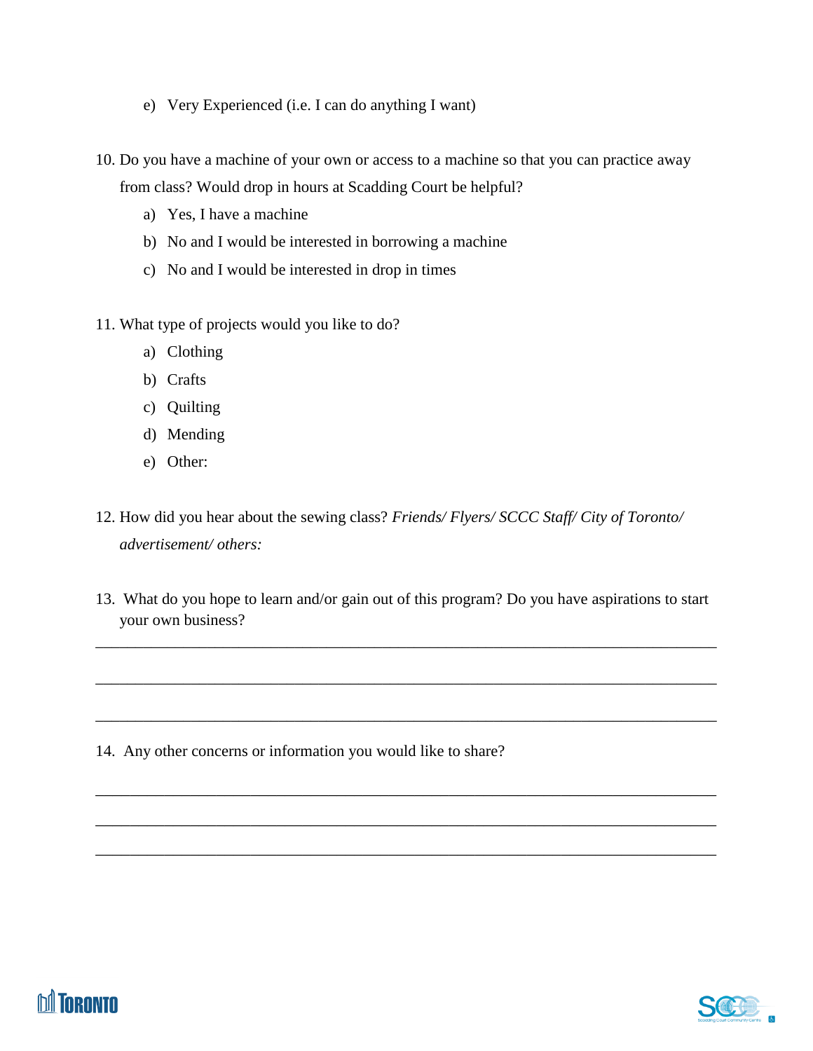e) Very Experienced (i.e. I can do anything I want)

10. Do you have a machine of your own or access to a machine so that you can practice away from class? Would drop in hours at Scadding Court be helpful?
    a) Yes, I have a machine
    b) No and I would be interested in borrowing a machine
    c) No and I would be interested in drop in times

11. What type of projects would you like to do?
    a) Clothing
    b) Crafts
    c) Quilting
    d) Mending
    e) Other:

12. How did you hear about the sewing class? *Friends/ Flyers/ SCCC Staff/ City of Toronto/ advertisement/ others:*

13. What do you hope to learn and/or gain out of this program? Do you have aspirations to start your own business?

_____________________________________________________________________________

_____________________________________________________________________________

_____________________________________________________________________________

14. Any other concerns or information you would like to share?

_____________________________________________________________________________

_____________________________________________________________________________

_____________________________________________________________________________